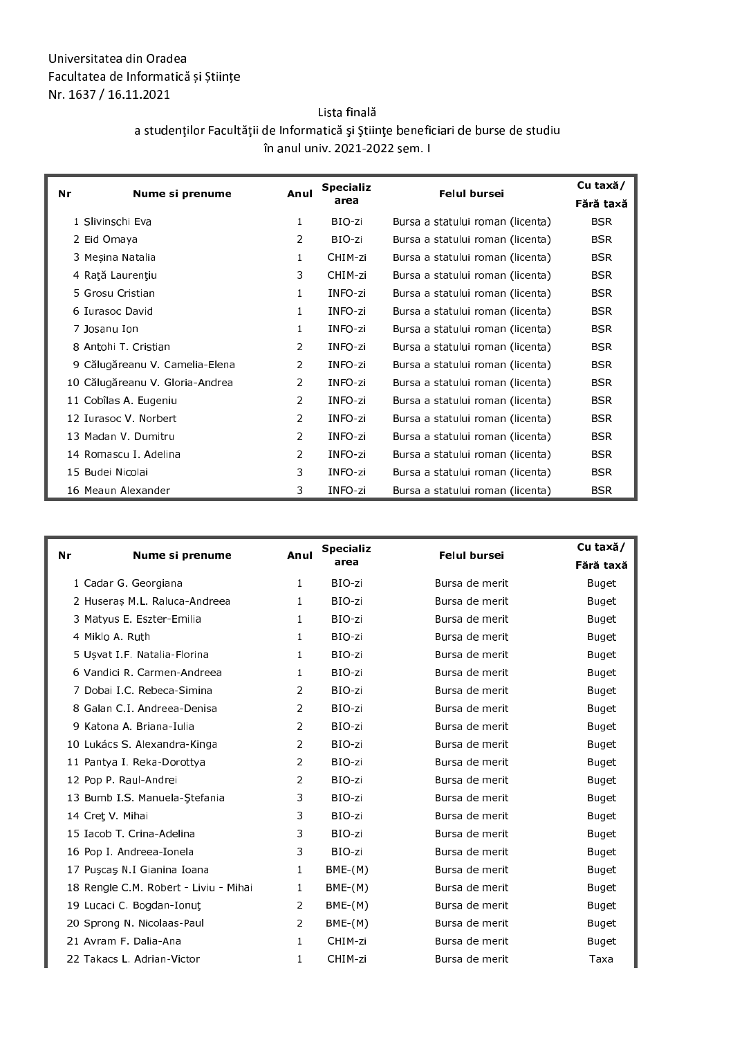Universitatea din Oradea
Facultatea de Informatică și Științe
Nr. 1637 / 16.11.2021

Lista finală
a studenților Facultății de Informatică şi Ştiinţe beneficiari de burse de studiu
în anul univ. 2021-2022 sem. I

| Nr | Nume si prenume | Anul | Specializarea | Felul bursei | Cu taxă/ Fără taxă |
|---|---|---|---|---|---|
| 1 | Slivinschi Eva | 1 | BIO-zi | Bursa a statului roman (licenta) | BSR |
| 2 | Eid Omaya | 2 | BIO-zi | Bursa a statului roman (licenta) | BSR |
| 3 | Meșina Natalia | 1 | CHIM-zi | Bursa a statului roman (licenta) | BSR |
| 4 | Raţă Laurenţiu | 3 | CHIM-zi | Bursa a statului roman (licenta) | BSR |
| 5 | Grosu Cristian | 1 | INFO-zi | Bursa a statului roman (licenta) | BSR |
| 6 | Iurasoc David | 1 | INFO-zi | Bursa a statului roman (licenta) | BSR |
| 7 | Josanu Ion | 1 | INFO-zi | Bursa a statului roman (licenta) | BSR |
| 8 | Antohi T. Cristian | 2 | INFO-zi | Bursa a statului roman (licenta) | BSR |
| 9 | Călugăreanu V. Camelia-Elena | 2 | INFO-zi | Bursa a statului roman (licenta) | BSR |
| 10 | Călugăreanu V. Gloria-Andrea | 2 | INFO-zi | Bursa a statului roman (licenta) | BSR |
| 11 | Cobîlas A. Eugeniu | 2 | INFO-zi | Bursa a statului roman (licenta) | BSR |
| 12 | Iurasoc V. Norbert | 2 | INFO-zi | Bursa a statului roman (licenta) | BSR |
| 13 | Madan V. Dumitru | 2 | INFO-zi | Bursa a statului roman (licenta) | BSR |
| 14 | Romascu I. Adelina | 2 | INFO-zi | Bursa a statului roman (licenta) | BSR |
| 15 | Budei Nicolai | 3 | INFO-zi | Bursa a statului roman (licenta) | BSR |
| 16 | Meaun Alexander | 3 | INFO-zi | Bursa a statului roman (licenta) | BSR |

| Nr | Nume si prenume | Anul | Specializarea | Felul bursei | Cu taxă/ Fără taxă |
|---|---|---|---|---|---|
| 1 | Cadar G. Georgiana | 1 | BIO-zi | Bursa de merit | Buget |
| 2 | Huseraș M.L. Raluca-Andreea | 1 | BIO-zi | Bursa de merit | Buget |
| 3 | Matyus E. Eszter-Emilia | 1 | BIO-zi | Bursa de merit | Buget |
| 4 | Miklo A. Ruth | 1 | BIO-zi | Bursa de merit | Buget |
| 5 | Ușvat I.F. Natalia-Florina | 1 | BIO-zi | Bursa de merit | Buget |
| 6 | Vandici R. Carmen-Andreea | 1 | BIO-zi | Bursa de merit | Buget |
| 7 | Dobai I.C. Rebeca-Simina | 2 | BIO-zi | Bursa de merit | Buget |
| 8 | Galan C.I. Andreea-Denisa | 2 | BIO-zi | Bursa de merit | Buget |
| 9 | Katona A. Briana-Iulia | 2 | BIO-zi | Bursa de merit | Buget |
| 10 | Lukács S. Alexandra-Kinga | 2 | BIO-zi | Bursa de merit | Buget |
| 11 | Pantya I. Reka-Dorottya | 2 | BIO-zi | Bursa de merit | Buget |
| 12 | Pop P. Raul-Andrei | 2 | BIO-zi | Bursa de merit | Buget |
| 13 | Bumb I.S. Manuela-Ştefania | 3 | BIO-zi | Bursa de merit | Buget |
| 14 | Creţ V. Mihai | 3 | BIO-zi | Bursa de merit | Buget |
| 15 | Iacob T. Crina-Adelina | 3 | BIO-zi | Bursa de merit | Buget |
| 16 | Pop I. Andreea-Ionela | 3 | BIO-zi | Bursa de merit | Buget |
| 17 | Puşcaş N.I Gianina Ioana | 1 | BME-(M) | Bursa de merit | Buget |
| 18 | Rengle C.M. Robert - Liviu - Mihai | 1 | BME-(M) | Bursa de merit | Buget |
| 19 | Lucaci C. Bogdan-Ionuţ | 2 | BME-(M) | Bursa de merit | Buget |
| 20 | Sprong N. Nicolaas-Paul | 2 | BME-(M) | Bursa de merit | Buget |
| 21 | Avram F. Dalia-Ana | 1 | CHIM-zi | Bursa de merit | Buget |
| 22 | Takacs L. Adrian-Victor | 1 | CHIM-zi | Bursa de merit | Taxa |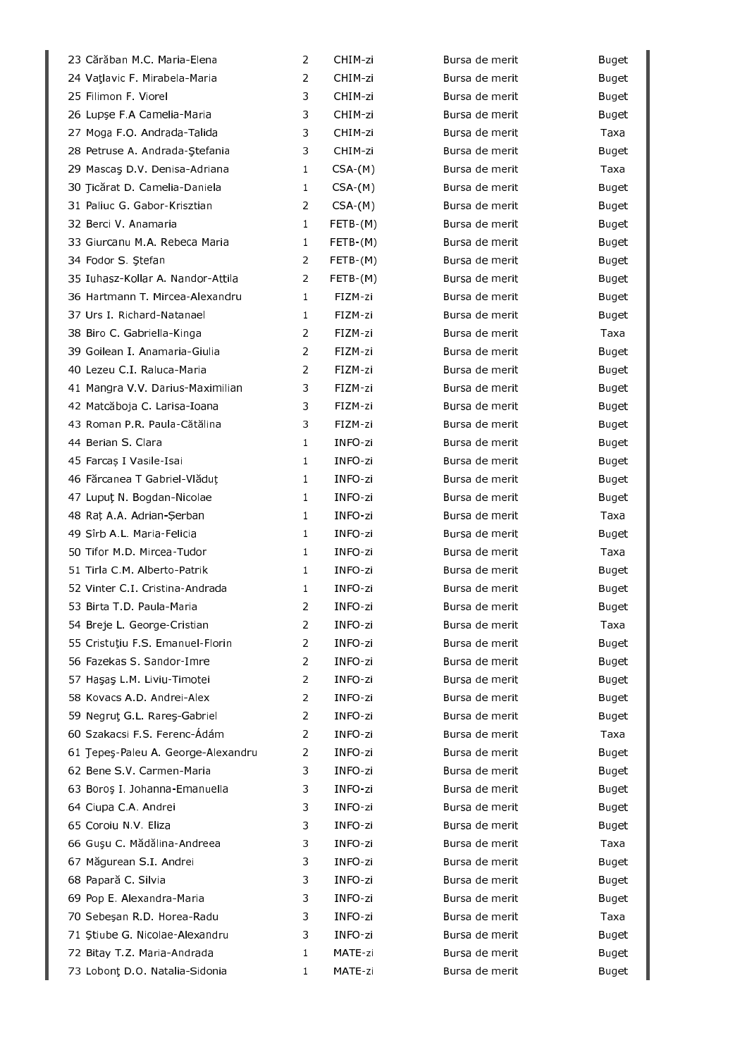| | | | | |
|---|---|---|---|---|
| 23 Cărăban M.C. Maria-Elena | 2 | CHIM-zi | Bursa de merit | Buget |
| 24 Vaţlavic F. Mirabela-Maria | 2 | CHIM-zi | Bursa de merit | Buget |
| 25 Filimon F. Viorel | 3 | CHIM-zi | Bursa de merit | Buget |
| 26 Lupşe F.A Camelia-Maria | 3 | CHIM-zi | Bursa de merit | Buget |
| 27 Moga F.O. Andrada-Talida | 3 | CHIM-zi | Bursa de merit | Taxa |
| 28 Petruse A. Andrada-Ştefania | 3 | CHIM-zi | Bursa de merit | Buget |
| 29 Mascaş D.V. Denisa-Adriana | 1 | CSA-(M) | Bursa de merit | Taxa |
| 30 Ţicărat D. Camelia-Daniela | 1 | CSA-(M) | Bursa de merit | Buget |
| 31 Paliuc G. Gabor-Krisztian | 2 | CSA-(M) | Bursa de merit | Buget |
| 32 Berci V. Anamaria | 1 | FETB-(M) | Bursa de merit | Buget |
| 33 Giurcanu M.A. Rebeca Maria | 1 | FETB-(M) | Bursa de merit | Buget |
| 34 Fodor S. Ştefan | 2 | FETB-(M) | Bursa de merit | Buget |
| 35 Iuhasz-Kollar A. Nandor-Attila | 2 | FETB-(M) | Bursa de merit | Buget |
| 36 Hartmann T. Mircea-Alexandru | 1 | FIZM-zi | Bursa de merit | Buget |
| 37 Urs I. Richard-Natanael | 1 | FIZM-zi | Bursa de merit | Buget |
| 38 Biro C. Gabriella-Kinga | 2 | FIZM-zi | Bursa de merit | Taxa |
| 39 Goilean I. Anamaria-Giulia | 2 | FIZM-zi | Bursa de merit | Buget |
| 40 Lezeu C.I. Raluca-Maria | 2 | FIZM-zi | Bursa de merit | Buget |
| 41 Mangra V.V. Darius-Maximilian | 3 | FIZM-zi | Bursa de merit | Buget |
| 42 Matcăboja C. Larisa-Ioana | 3 | FIZM-zi | Bursa de merit | Buget |
| 43 Roman P.R. Paula-Cătălina | 3 | FIZM-zi | Bursa de merit | Buget |
| 44 Berian S. Clara | 1 | INFO-zi | Bursa de merit | Buget |
| 45 Farcaș I Vasile-Isai | 1 | INFO-zi | Bursa de merit | Buget |
| 46 Fărcanea T Gabriel-Vlăduț | 1 | INFO-zi | Bursa de merit | Buget |
| 47 Lupuț N. Bogdan-Nicolae | 1 | INFO-zi | Bursa de merit | Buget |
| 48 Raț A.A. Adrian-Șerban | 1 | INFO-zi | Bursa de merit | Taxa |
| 49 Sîrb A.L. Maria-Felicia | 1 | INFO-zi | Bursa de merit | Buget |
| 50 Tifor M.D. Mircea-Tudor | 1 | INFO-zi | Bursa de merit | Taxa |
| 51 Tirla C.M. Alberto-Patrik | 1 | INFO-zi | Bursa de merit | Buget |
| 52 Vinter C.I. Cristina-Andrada | 1 | INFO-zi | Bursa de merit | Buget |
| 53 Birta T.D. Paula-Maria | 2 | INFO-zi | Bursa de merit | Buget |
| 54 Breje L. George-Cristian | 2 | INFO-zi | Bursa de merit | Taxa |
| 55 Cristuţiu F.S. Emanuel-Florin | 2 | INFO-zi | Bursa de merit | Buget |
| 56 Fazekas S. Sandor-Imre | 2 | INFO-zi | Bursa de merit | Buget |
| 57 Haşaş L.M. Liviu-Timotei | 2 | INFO-zi | Bursa de merit | Buget |
| 58 Kovacs A.D. Andrei-Alex | 2 | INFO-zi | Bursa de merit | Buget |
| 59 Negruţ G.L. Rareş-Gabriel | 2 | INFO-zi | Bursa de merit | Buget |
| 60 Szakacsi F.S. Ferenc-Ádám | 2 | INFO-zi | Bursa de merit | Taxa |
| 61 Ţepeş-Paleu A. George-Alexandru | 2 | INFO-zi | Bursa de merit | Buget |
| 62 Bene S.V. Carmen-Maria | 3 | INFO-zi | Bursa de merit | Buget |
| 63 Boroş I. Johanna-Emanuella | 3 | INFO-zi | Bursa de merit | Buget |
| 64 Ciupa C.A. Andrei | 3 | INFO-zi | Bursa de merit | Buget |
| 65 Coroiu N.V. Eliza | 3 | INFO-zi | Bursa de merit | Buget |
| 66 Guşu C. Mădălina-Andreea | 3 | INFO-zi | Bursa de merit | Taxa |
| 67 Măgurean S.I. Andrei | 3 | INFO-zi | Bursa de merit | Buget |
| 68 Papară C. Silvia | 3 | INFO-zi | Bursa de merit | Buget |
| 69 Pop E. Alexandra-Maria | 3 | INFO-zi | Bursa de merit | Buget |
| 70 Sebeşan R.D. Horea-Radu | 3 | INFO-zi | Bursa de merit | Taxa |
| 71 Ştiube G. Nicolae-Alexandru | 3 | INFO-zi | Bursa de merit | Buget |
| 72 Bitay T.Z. Maria-Andrada | 1 | MATE-zi | Bursa de merit | Buget |
| 73 Lobonţ D.O. Natalia-Sidonia | 1 | MATE-zi | Bursa de merit | Buget |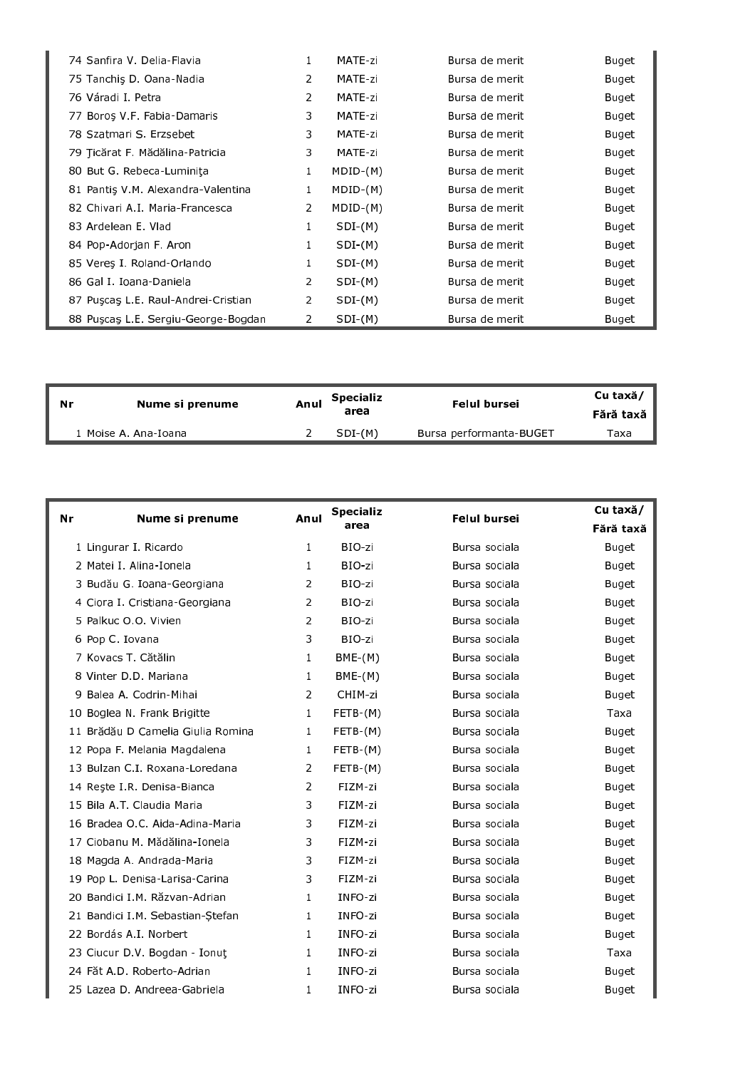| Nr | Nume si prenume | Anul | Specializarea | Felul bursei | Cu taxă/ Fără taxă |
|---|---|---|---|---|---|
| 74 | Sanfira V. Delia-Flavia | 1 | MATE-zi | Bursa de merit | Buget |
| 75 | Tanchiş D. Oana-Nadia | 2 | MATE-zi | Bursa de merit | Buget |
| 76 | Váradi I. Petra | 2 | MATE-zi | Bursa de merit | Buget |
| 77 | Boroş V.F. Fabia-Damaris | 3 | MATE-zi | Bursa de merit | Buget |
| 78 | Szatmari S. Erzsebet | 3 | MATE-zi | Bursa de merit | Buget |
| 79 | Ţicărat F. Mădălina-Patricia | 3 | MATE-zi | Bursa de merit | Buget |
| 80 | But G. Rebeca-Luminiţa | 1 | MDID-(M) | Bursa de merit | Buget |
| 81 | Pantiş V.M. Alexandra-Valentina | 1 | MDID-(M) | Bursa de merit | Buget |
| 82 | Chivari A.I. Maria-Francesca | 2 | MDID-(M) | Bursa de merit | Buget |
| 83 | Ardelean E. Vlad | 1 | SDI-(M) | Bursa de merit | Buget |
| 84 | Pop-Adorjan F. Aron | 1 | SDI-(M) | Bursa de merit | Buget |
| 85 | Vereş I. Roland-Orlando | 1 | SDI-(M) | Bursa de merit | Buget |
| 86 | Gal I. Ioana-Daniela | 2 | SDI-(M) | Bursa de merit | Buget |
| 87 | Puşcaş L.E. Raul-Andrei-Cristian | 2 | SDI-(M) | Bursa de merit | Buget |
| 88 | Puşcaş L.E. Sergiu-George-Bogdan | 2 | SDI-(M) | Bursa de merit | Buget |

| Nr | Nume si prenume | Anul | Specializarea | Felul bursei | Cu taxă/ Fără taxă |
|---|---|---|---|---|---|
| 1 | Moise A. Ana-Ioana | 2 | SDI-(M) | Bursa performanta-BUGET | Taxa |

| Nr | Nume si prenume | Anul | Specializarea | Felul bursei | Cu taxă/ Fără taxă |
|---|---|---|---|---|---|
| 1 | Lingurar I. Ricardo | 1 | BIO-zi | Bursa sociala | Buget |
| 2 | Matei I. Alina-Ionela | 1 | BIO-zi | Bursa sociala | Buget |
| 3 | Budău G. Ioana-Georgiana | 2 | BIO-zi | Bursa sociala | Buget |
| 4 | Ciora I. Cristiana-Georgiana | 2 | BIO-zi | Bursa sociala | Buget |
| 5 | Palkuc O.O. Vivien | 2 | BIO-zi | Bursa sociala | Buget |
| 6 | Pop C. Iovana | 3 | BIO-zi | Bursa sociala | Buget |
| 7 | Kovacs T. Cătălin | 1 | BME-(M) | Bursa sociala | Buget |
| 8 | Vinter D.D. Mariana | 1 | BME-(M) | Bursa sociala | Buget |
| 9 | Balea A. Codrin-Mihai | 2 | CHIM-zi | Bursa sociala | Buget |
| 10 | Boglea N. Frank Brigitte | 1 | FETB-(M) | Bursa sociala | Taxa |
| 11 | Brădău D Camelia Giulia Romina | 1 | FETB-(M) | Bursa sociala | Buget |
| 12 | Popa F. Melania Magdalena | 1 | FETB-(M) | Bursa sociala | Buget |
| 13 | Bulzan C.I. Roxana-Loredana | 2 | FETB-(M) | Bursa sociala | Buget |
| 14 | Reşte I.R. Denisa-Bianca | 2 | FIZM-zi | Bursa sociala | Buget |
| 15 | Bila A.T. Claudia Maria | 3 | FIZM-zi | Bursa sociala | Buget |
| 16 | Bradea O.C. Aida-Adina-Maria | 3 | FIZM-zi | Bursa sociala | Buget |
| 17 | Ciobanu M. Mădălina-Ionela | 3 | FIZM-zi | Bursa sociala | Buget |
| 18 | Magda A. Andrada-Maria | 3 | FIZM-zi | Bursa sociala | Buget |
| 19 | Pop L. Denisa-Larisa-Carina | 3 | FIZM-zi | Bursa sociala | Buget |
| 20 | Bandici I.M. Răzvan-Adrian | 1 | INFO-zi | Bursa sociala | Buget |
| 21 | Bandici I.M. Sebastian-Ștefan | 1 | INFO-zi | Bursa sociala | Buget |
| 22 | Bordás A.I. Norbert | 1 | INFO-zi | Bursa sociala | Buget |
| 23 | Ciucur D.V. Bogdan - Ionuţ | 1 | INFO-zi | Bursa sociala | Taxa |
| 24 | Făt A.D. Roberto-Adrian | 1 | INFO-zi | Bursa sociala | Buget |
| 25 | Lazea D. Andreea-Gabriela | 1 | INFO-zi | Bursa sociala | Buget |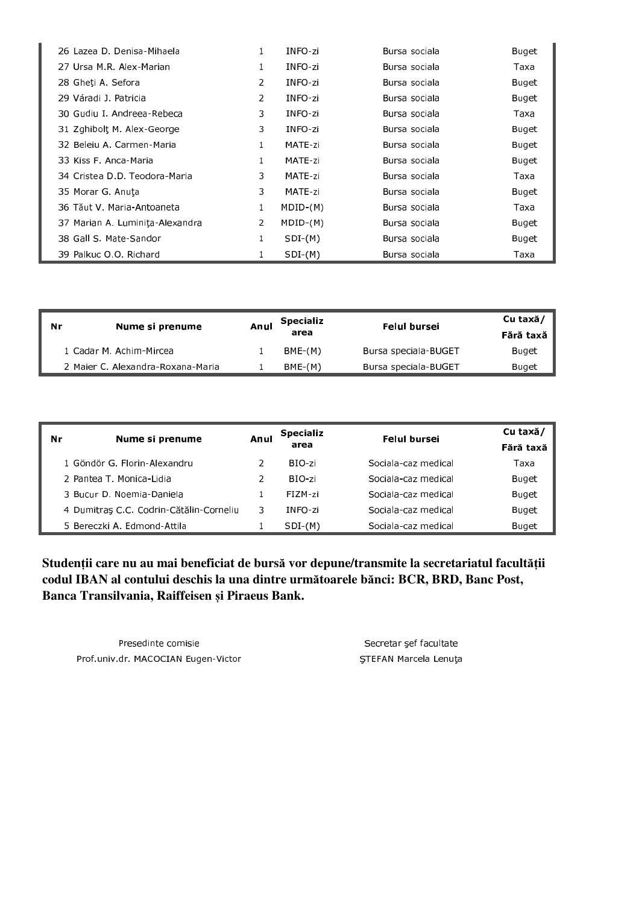| | | | | | |
|---|---|---|---|---|---|
| 26 | Lazea D. Denisa-Mihaela | 1 | INFO-zi | Bursa sociala | Buget |
| 27 | Ursa M.R. Alex-Marian | 1 | INFO-zi | Bursa sociala | Taxa |
| 28 | Gheţi A. Sefora | 2 | INFO-zi | Bursa sociala | Buget |
| 29 | Váradi J. Patricia | 2 | INFO-zi | Bursa sociala | Buget |
| 30 | Gudiu I. Andreea-Rebeca | 3 | INFO-zi | Bursa sociala | Taxa |
| 31 | Zghibolţ M. Alex-George | 3 | INFO-zi | Bursa sociala | Buget |
| 32 | Beleiu A. Carmen-Maria | 1 | MATE-zi | Bursa sociala | Buget |
| 33 | Kiss F. Anca-Maria | 1 | MATE-zi | Bursa sociala | Buget |
| 34 | Cristea D.D. Teodora-Maria | 3 | MATE-zi | Bursa sociala | Taxa |
| 35 | Morar G. Anuţa | 3 | MATE-zi | Bursa sociala | Buget |
| 36 | Tăut V. Maria-Antoaneta | 1 | MDID-(M) | Bursa sociala | Taxa |
| 37 | Marian A. Luminiţa-Alexandra | 2 | MDID-(M) | Bursa sociala | Buget |
| 38 | Gall S. Mate-Sandor | 1 | SDI-(M) | Bursa sociala | Buget |
| 39 | Palkuc O.O. Richard | 1 | SDI-(M) | Bursa sociala | Taxa |

| Nr | Nume si prenume | Anul | Specializarea | Felul bursei | Cu taxă/ Fără taxă |
|---|---|---|---|---|---|
| 1 | Cadar M. Achim-Mircea | 1 | BME-(M) | Bursa speciala-BUGET | Buget |
| 2 | Maier C. Alexandra-Roxana-Maria | 1 | BME-(M) | Bursa speciala-BUGET | Buget |

| Nr | Nume si prenume | Anul | Specializarea | Felul bursei | Cu taxă/ Fără taxă |
|---|---|---|---|---|---|
| 1 | Göndör G. Florin-Alexandru | 2 | BIO-zi | Sociala-caz medical | Taxa |
| 2 | Pantea T. Monica-Lidia | 2 | BIO-zi | Sociala-caz medical | Buget |
| 3 | Bucur D. Noemia-Daniela | 1 | FIZM-zi | Sociala-caz medical | Buget |
| 4 | Dumitraş C.C. Codrin-Cătălin-Corneliu | 3 | INFO-zi | Sociala-caz medical | Buget |
| 5 | Bereczki A. Edmond-Attila | 1 | SDI-(M) | Sociala-caz medical | Buget |

**Studenții care nu au mai beneficiat de bursă vor depune/transmite la secretariatul facultății codul IBAN al contului deschis la una dintre următoarele bănci: BCR, BRD, Banc Post, Banca Transilvania, Raiffeisen și Piraeus Bank.**

Presedinte comisie
Prof.univ.dr. MACOCIAN Eugen-Victor

Secretar şef facultate
ŞTEFAN Marcela Lenuţa